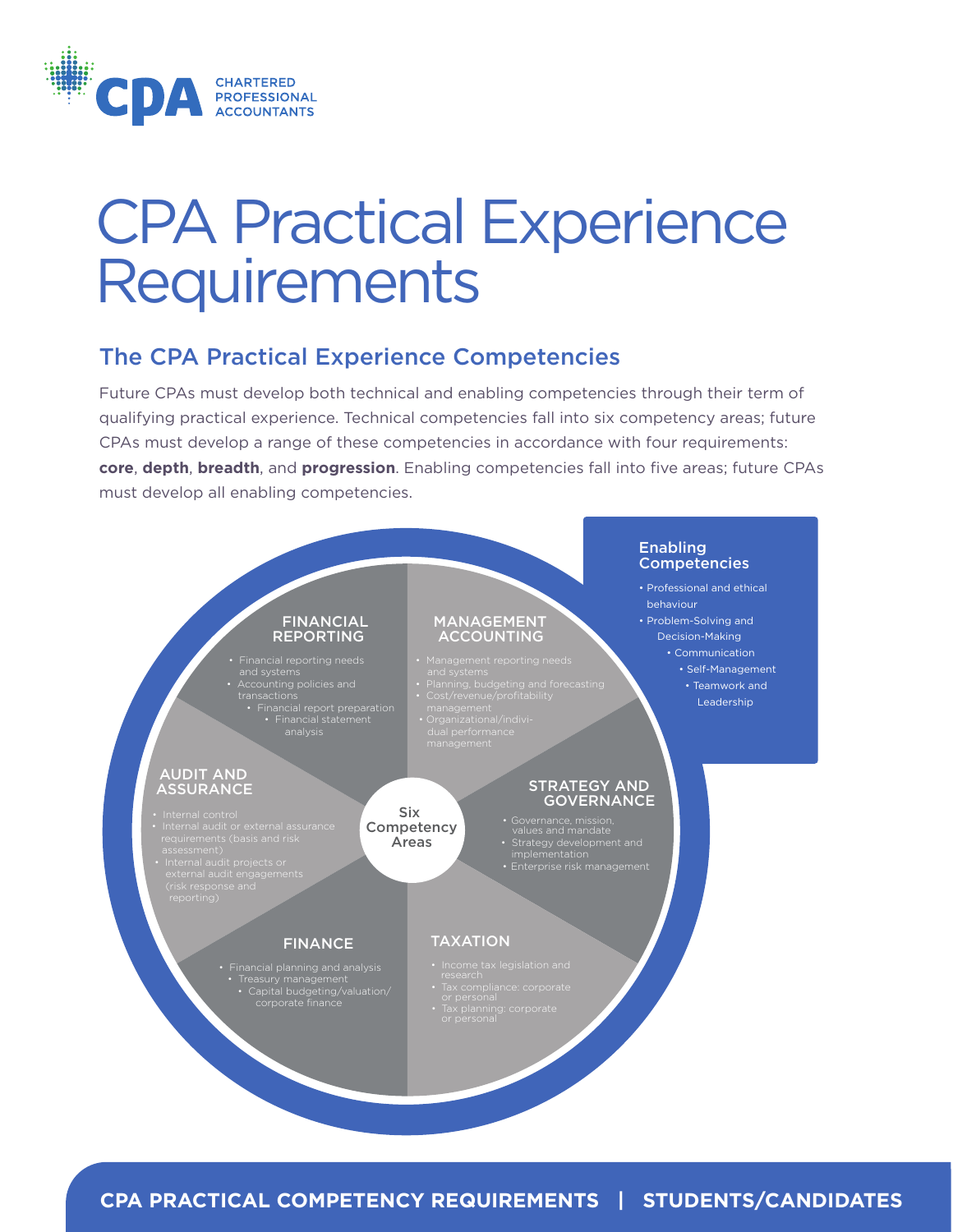# CPA Practical Experience Requirements

## The CPA Practical Experience Competencies

Future CPAs must develop both technical and enabling competencies through their term of qualifying practical experience. Technical competencies fall into six competency areas; future CPAs must develop a range of these competencies in accordance with four requirements: **core**, **depth**, **breadth**, and **progression**. Enabling competencies fall into five areas; future CPAs must develop all enabling competencies.

### Six Competency Areas

**FINANCIAL REPORTING**

- Financial reporting needs and systems
- Accounting policies and transactions
- Financial report preparation
- Financial statement analysis

**MANAGEMENT ACCOUNTING**

- Management reporting needs and systems
- Planning, budgeting and forecasting
- Cost/revenue/profitability management
- Organizational/individual performance management

**STRATEGY AND GOVERNANCE**

- Governance, mission, values and mandate
- Strategy development and implementation
- Enterprise risk management

**TAXATION**

- Income tax legislation and research
- Tax compliance: corporate or personal
- Tax planning: corporate or personal

**FINANCE**

- Financial planning and analysis
- Treasury management
- Capital budgeting/valuation/corporate finance

**AUDIT AND ASSURANCE**

- Internal control
- Internal audit or external assurance requirements (basis and risk assessment)
- Internal audit projects or external audit engagements (risk response and reporting)

### Enabling Competencies

- Professional and ethical behaviour
- Problem-Solving and Decision-Making
- Communication
- Self-Management
- Teamwork and Leadership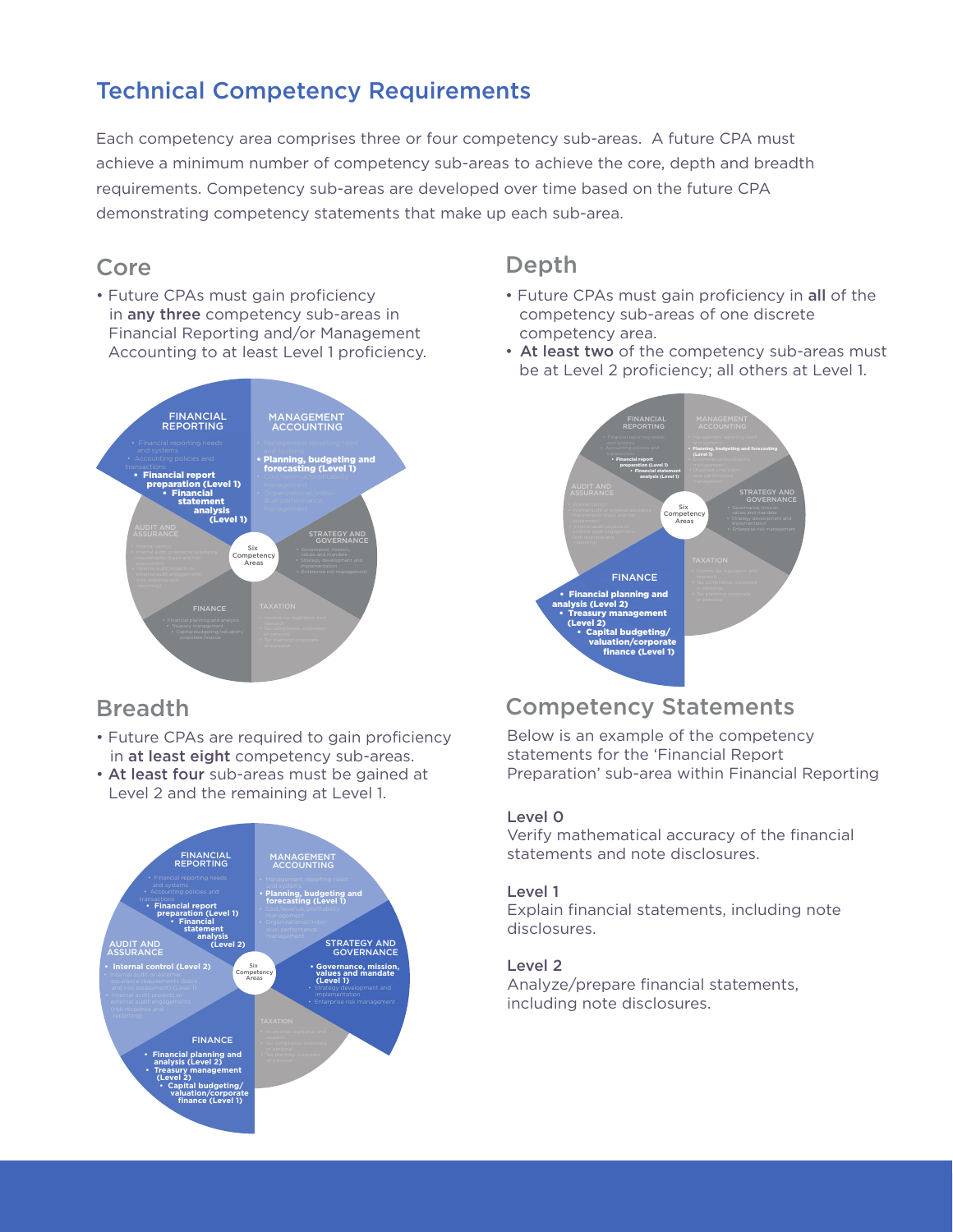## Technical Competency Requirements

Each competency area comprises three or four competency sub-areas. A future CPA must achieve a minimum number of competency sub-areas to achieve the core, depth and breadth requirements. Competency sub-areas are developed over time based on the future CPA demonstrating competency statements that make up each sub-area.

### Core

- Future CPAs must gain proficiency in **any three** competency sub-areas in Financial Reporting and/or Management Accounting to at least Level 1 proficiency.

### Depth

- Future CPAs must gain proficiency in **all** of the competency sub-areas of one discrete competency area.
- **At least two** of the competency sub-areas must be at Level 2 proficiency; all others at Level 1.

### Breadth

- Future CPAs are required to gain proficiency in **at least eight** competency sub-areas.
- **At least four** sub-areas must be gained at Level 2 and the remaining at Level 1.

### Competency Statements

Below is an example of the competency statements for the 'Financial Report Preparation' sub-area within Financial Reporting

**Level 0**
Verify mathematical accuracy of the financial statements and note disclosures.

**Level 1**
Explain financial statements, including note disclosures.

**Level 2**
Analyze/prepare financial statements, including note disclosures.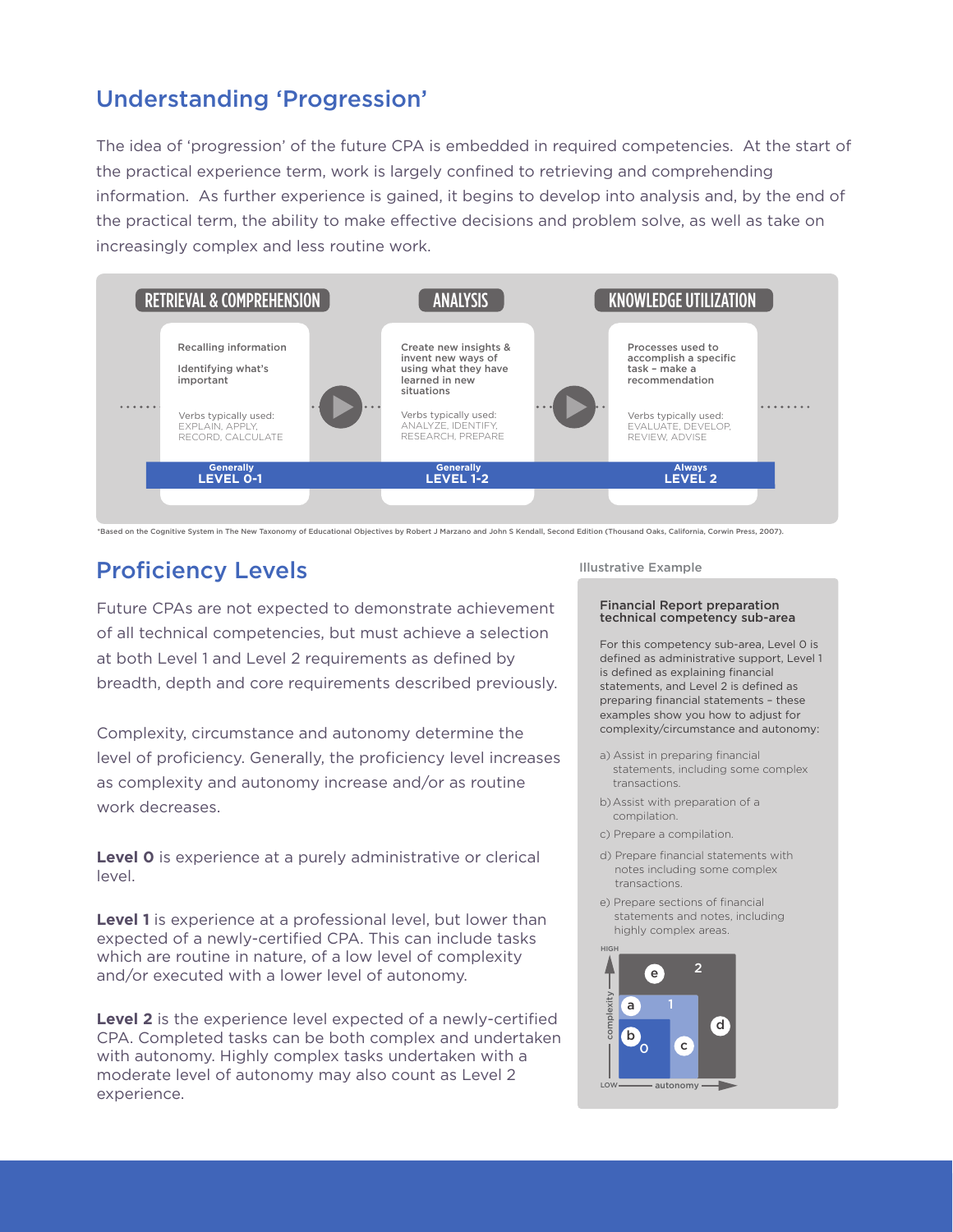## Understanding 'Progression'

The idea of 'progression' of the future CPA is embedded in required competencies. At the start of the practical experience term, work is largely confined to retrieving and comprehending information. As further experience is gained, it begins to develop into analysis and, by the end of the practical term, the ability to make effective decisions and problem solve, as well as take on increasingly complex and less routine work.

| RETRIEVAL & COMPREHENSION | ANALYSIS | KNOWLEDGE UTILIZATION |
| --- | --- | --- |
| Recalling information<br><br>Identifying what's important<br><br>Verbs typically used: EXPLAIN, APPLY, RECORD, CALCULATE | Create new insights & invent new ways of using what they have learned in new situations<br><br>Verbs typically used: ANALYZE, IDENTIFY, RESEARCH, PREPARE | Processes used to accomplish a specific task – make a recommendation<br><br>Verbs typically used: EVALUATE, DEVELOP, REVIEW, ADVISE |
| Generally LEVEL 0-1 | Generally LEVEL 1-2 | Always LEVEL 2 |

*Based on the Cognitive System in The New Taxonomy of Educational Objectives by Robert J Marzano and John S Kendall, Second Edition (Thousand Oaks, California, Corwin Press, 2007).

## Proficiency Levels

Future CPAs are not expected to demonstrate achievement of all technical competencies, but must achieve a selection at both Level 1 and Level 2 requirements as defined by breadth, depth and core requirements described previously.

Complexity, circumstance and autonomy determine the level of proficiency. Generally, the proficiency level increases as complexity and autonomy increase and/or as routine work decreases.

**Level 0** is experience at a purely administrative or clerical level.

**Level 1** is experience at a professional level, but lower than expected of a newly-certified CPA. This can include tasks which are routine in nature, of a low level of complexity and/or executed with a lower level of autonomy.

**Level 2** is the experience level expected of a newly-certified CPA. Completed tasks can be both complex and undertaken with autonomy. Highly complex tasks undertaken with a moderate level of autonomy may also count as Level 2 experience.

### Illustrative Example

**Financial Report preparation technical competency sub-area**

For this competency sub-area, Level 0 is defined as administrative support, Level 1 is defined as explaining financial statements, and Level 2 is defined as preparing financial statements – these examples show you how to adjust for complexity/circumstance and autonomy:

a) Assist in preparing financial statements, including some complex transactions.

b) Assist with preparation of a compilation.

c) Prepare a compilation.

d) Prepare financial statements with notes including some complex transactions.

e) Prepare sections of financial statements and notes, including highly complex areas.

(Chart: complexity (LOW to HIGH) vs. autonomy (LOW to high), with regions 0, 1, 2 and points a, b, c, d, e)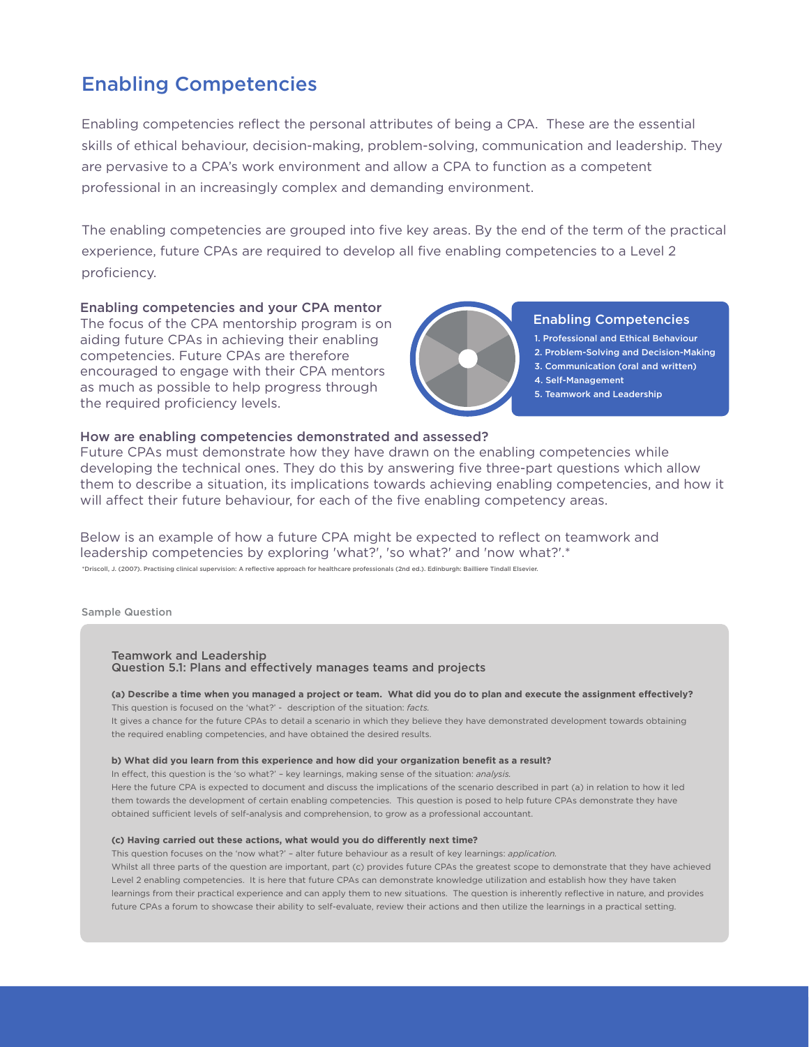## Enabling Competencies

Enabling competencies reflect the personal attributes of being a CPA. These are the essential skills of ethical behaviour, decision-making, problem-solving, communication and leadership. They are pervasive to a CPA's work environment and allow a CPA to function as a competent professional in an increasingly complex and demanding environment.

The enabling competencies are grouped into five key areas. By the end of the term of the practical experience, future CPAs are required to develop all five enabling competencies to a Level 2 proficiency.

### Enabling competencies and your CPA mentor

The focus of the CPA mentorship program is on aiding future CPAs in achieving their enabling competencies. Future CPAs are therefore encouraged to engage with their CPA mentors as much as possible to help progress through the required proficiency levels.

**Enabling Competencies**

1. Professional and Ethical Behaviour
2. Problem-Solving and Decision-Making
3. Communication (oral and written)
4. Self-Management
5. Teamwork and Leadership

### How are enabling competencies demonstrated and assessed?

Future CPAs must demonstrate how they have drawn on the enabling competencies while developing the technical ones. They do this by answering five three-part questions which allow them to describe a situation, its implications towards achieving enabling competencies, and how it will affect their future behaviour, for each of the five enabling competency areas.

Below is an example of how a future CPA might be expected to reflect on teamwork and leadership competencies by exploring 'what?', 'so what?' and 'now what?'.*

*Driscoll, J. (2007). Practising clinical supervision: A reflective approach for healthcare professionals (2nd ed.). Edinburgh: Bailliere Tindall Elsevier.

**Sample Question**

**Teamwork and Leadership**
**Question 5.1: Plans and effectively manages teams and projects**

**(a) Describe a time when you managed a project or team. What did you do to plan and execute the assignment effectively?**
This question is focused on the 'what?' - description of the situation: *facts.*
It gives a chance for the future CPAs to detail a scenario in which they believe they have demonstrated development towards obtaining the required enabling competencies, and have obtained the desired results.

**b) What did you learn from this experience and how did your organization benefit as a result?**
In effect, this question is the 'so what?' – key learnings, making sense of the situation: *analysis.*
Here the future CPA is expected to document and discuss the implications of the scenario described in part (a) in relation to how it led them towards the development of certain enabling competencies. This question is posed to help future CPAs demonstrate they have obtained sufficient levels of self-analysis and comprehension, to grow as a professional accountant.

**(c) Having carried out these actions, what would you do differently next time?**
This question focuses on the 'now what?' – alter future behaviour as a result of key learnings: *application.*
Whilst all three parts of the question are important, part (c) provides future CPAs the greatest scope to demonstrate that they have achieved Level 2 enabling competencies. It is here that future CPAs can demonstrate knowledge utilization and establish how they have taken learnings from their practical experience and can apply them to new situations. The question is inherently reflective in nature, and provides future CPAs a forum to showcase their ability to self-evaluate, review their actions and then utilize the learnings in a practical setting.